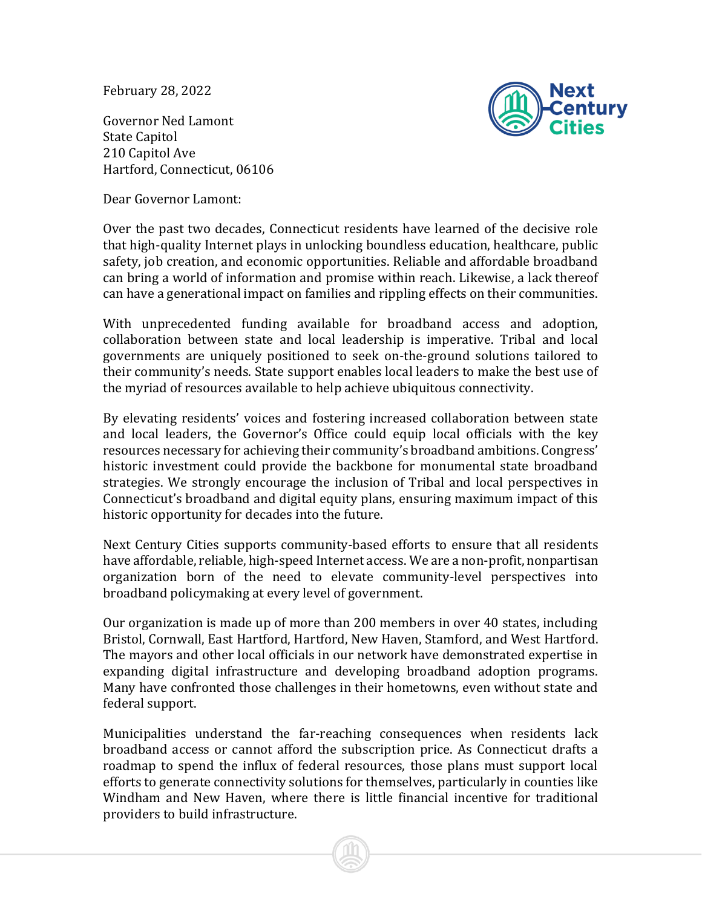February 28, 2022

Governor Ned Lamont
State Capitol
210 Capitol Ave
Hartford, Connecticut, 06106

Dear Governor Lamont:

Over the past two decades, Connecticut residents have learned of the decisive role that high-quality Internet plays in unlocking boundless education, healthcare, public safety, job creation, and economic opportunities. Reliable and affordable broadband can bring a world of information and promise within reach. Likewise, a lack thereof can have a generational impact on families and rippling effects on their communities.

With unprecedented funding available for broadband access and adoption, collaboration between state and local leadership is imperative. Tribal and local governments are uniquely positioned to seek on-the-ground solutions tailored to their community's needs. State support enables local leaders to make the best use of the myriad of resources available to help achieve ubiquitous connectivity.

By elevating residents' voices and fostering increased collaboration between state and local leaders, the Governor's Office could equip local officials with the key resources necessary for achieving their community's broadband ambitions. Congress' historic investment could provide the backbone for monumental state broadband strategies. We strongly encourage the inclusion of Tribal and local perspectives in Connecticut's broadband and digital equity plans, ensuring maximum impact of this historic opportunity for decades into the future.

Next Century Cities supports community-based efforts to ensure that all residents have affordable, reliable, high-speed Internet access. We are a non-profit, nonpartisan organization born of the need to elevate community-level perspectives into broadband policymaking at every level of government.

Our organization is made up of more than 200 members in over 40 states, including Bristol, Cornwall, East Hartford, Hartford, New Haven, Stamford, and West Hartford. The mayors and other local officials in our network have demonstrated expertise in expanding digital infrastructure and developing broadband adoption programs. Many have confronted those challenges in their hometowns, even without state and federal support.

Municipalities understand the far-reaching consequences when residents lack broadband access or cannot afford the subscription price. As Connecticut drafts a roadmap to spend the influx of federal resources, those plans must support local efforts to generate connectivity solutions for themselves, particularly in counties like Windham and New Haven, where there is little financial incentive for traditional providers to build infrastructure.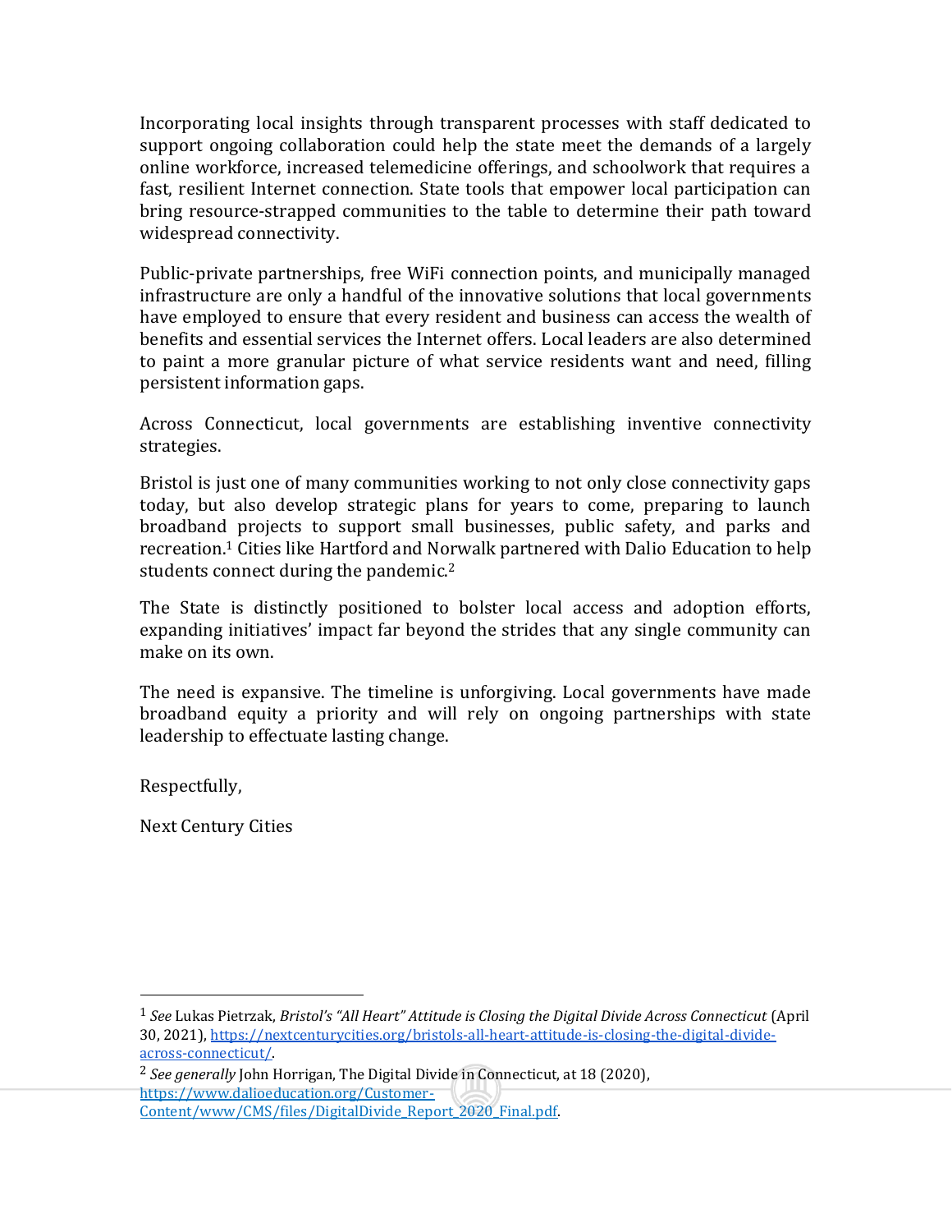Incorporating local insights through transparent processes with staff dedicated to support ongoing collaboration could help the state meet the demands of a largely online workforce, increased telemedicine offerings, and schoolwork that requires a fast, resilient Internet connection. State tools that empower local participation can bring resource-strapped communities to the table to determine their path toward widespread connectivity.

Public-private partnerships, free WiFi connection points, and municipally managed infrastructure are only a handful of the innovative solutions that local governments have employed to ensure that every resident and business can access the wealth of benefits and essential services the Internet offers. Local leaders are also determined to paint a more granular picture of what service residents want and need, filling persistent information gaps.

Across Connecticut, local governments are establishing inventive connectivity strategies.

Bristol is just one of many communities working to not only close connectivity gaps today, but also develop strategic plans for years to come, preparing to launch broadband projects to support small businesses, public safety, and parks and recreation.[1] Cities like Hartford and Norwalk partnered with Dalio Education to help students connect during the pandemic.[2]

The State is distinctly positioned to bolster local access and adoption efforts, expanding initiatives' impact far beyond the strides that any single community can make on its own.

The need is expansive. The timeline is unforgiving. Local governments have made broadband equity a priority and will rely on ongoing partnerships with state leadership to effectuate lasting change.

Respectfully,

Next Century Cities

---

[1] *See* Lukas Pietrzak, *Bristol's "All Heart" Attitude is Closing the Digital Divide Across Connecticut* (April 30, 2021), https://nextcenturycities.org/bristols-all-heart-attitude-is-closing-the-digital-divide-across-connecticut/.

[2] *See generally* John Horrigan, The Digital Divide in Connecticut, at 18 (2020), https://www.dalioeducation.org/Customer-Content/www/CMS/files/DigitalDivide_Report_2020_Final.pdf.